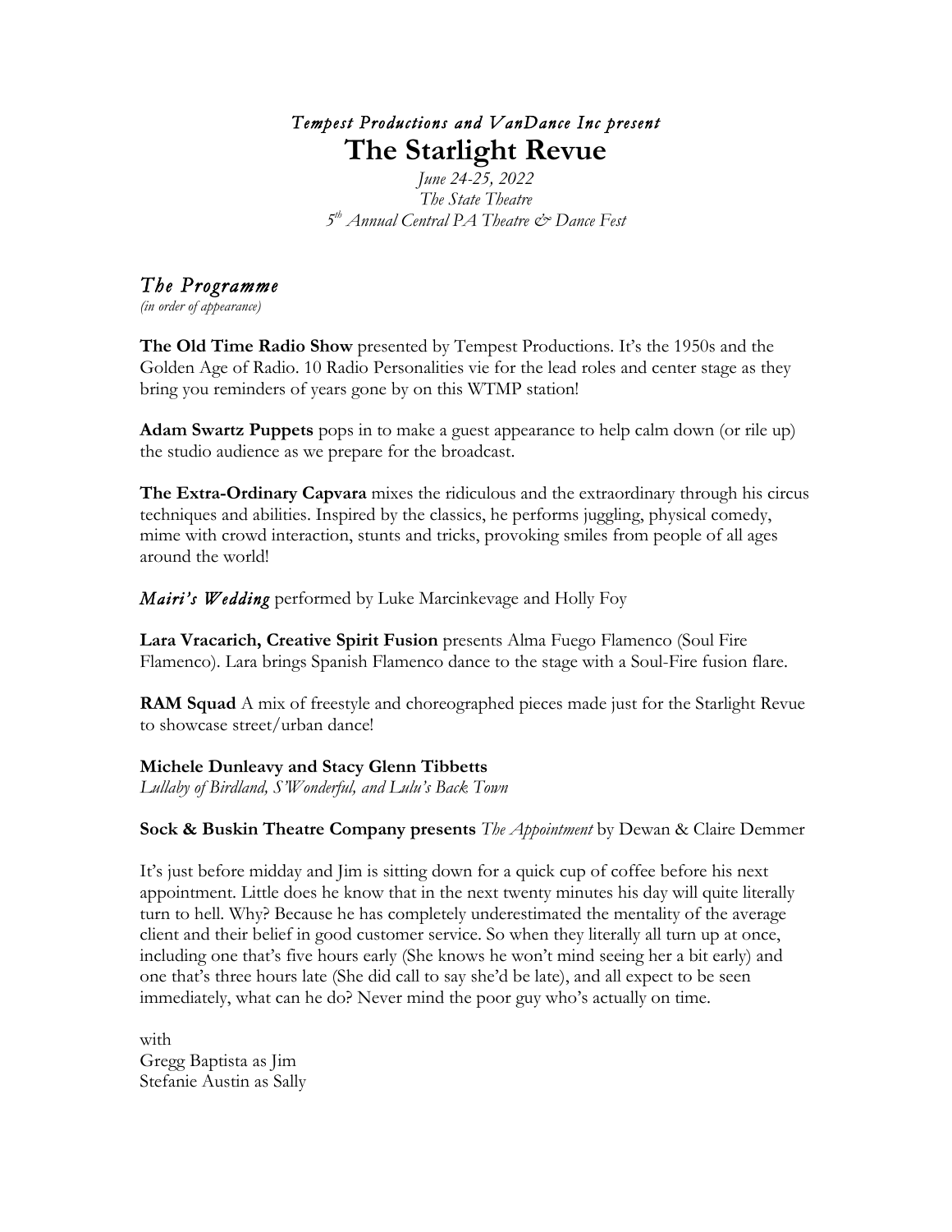*Tempest Productions and VanDance Inc present*

# The Starlight Revue

*June 24-25, 2022*
*The State Theatre*
*5th Annual Central PA Theatre & Dance Fest*

## *The Programme*

*(in order of appearance)*

**The Old Time Radio Show** presented by Tempest Productions. It's the 1950s and the Golden Age of Radio. 10 Radio Personalities vie for the lead roles and center stage as they bring you reminders of years gone by on this WTMP station!

**Adam Swartz Puppets** pops in to make a guest appearance to help calm down (or rile up) the studio audience as we prepare for the broadcast.

**The Extra-Ordinary Capvara** mixes the ridiculous and the extraordinary through his circus techniques and abilities. Inspired by the classics, he performs juggling, physical comedy, mime with crowd interaction, stunts and tricks, provoking smiles from people of all ages around the world!

***Mairi's Wedding*** performed by Luke Marcinkevage and Holly Foy

**Lara Vracarich, Creative Spirit Fusion** presents Alma Fuego Flamenco (Soul Fire Flamenco). Lara brings Spanish Flamenco dance to the stage with a Soul-Fire fusion flare.

**RAM Squad** A mix of freestyle and choreographed pieces made just for the Starlight Revue to showcase street/urban dance!

**Michele Dunleavy and Stacy Glenn Tibbetts**
*Lullaby of Birdland, S'Wonderful, and Lulu's Back Town*

**Sock & Buskin Theatre Company presents** *The Appointment* by Dewan & Claire Demmer

It's just before midday and Jim is sitting down for a quick cup of coffee before his next appointment. Little does he know that in the next twenty minutes his day will quite literally turn to hell. Why? Because he has completely underestimated the mentality of the average client and their belief in good customer service. So when they literally all turn up at once, including one that's five hours early (She knows he won't mind seeing her a bit early) and one that's three hours late (She did call to say she'd be late), and all expect to be seen immediately, what can he do? Never mind the poor guy who's actually on time.

with
Gregg Baptista as Jim
Stefanie Austin as Sally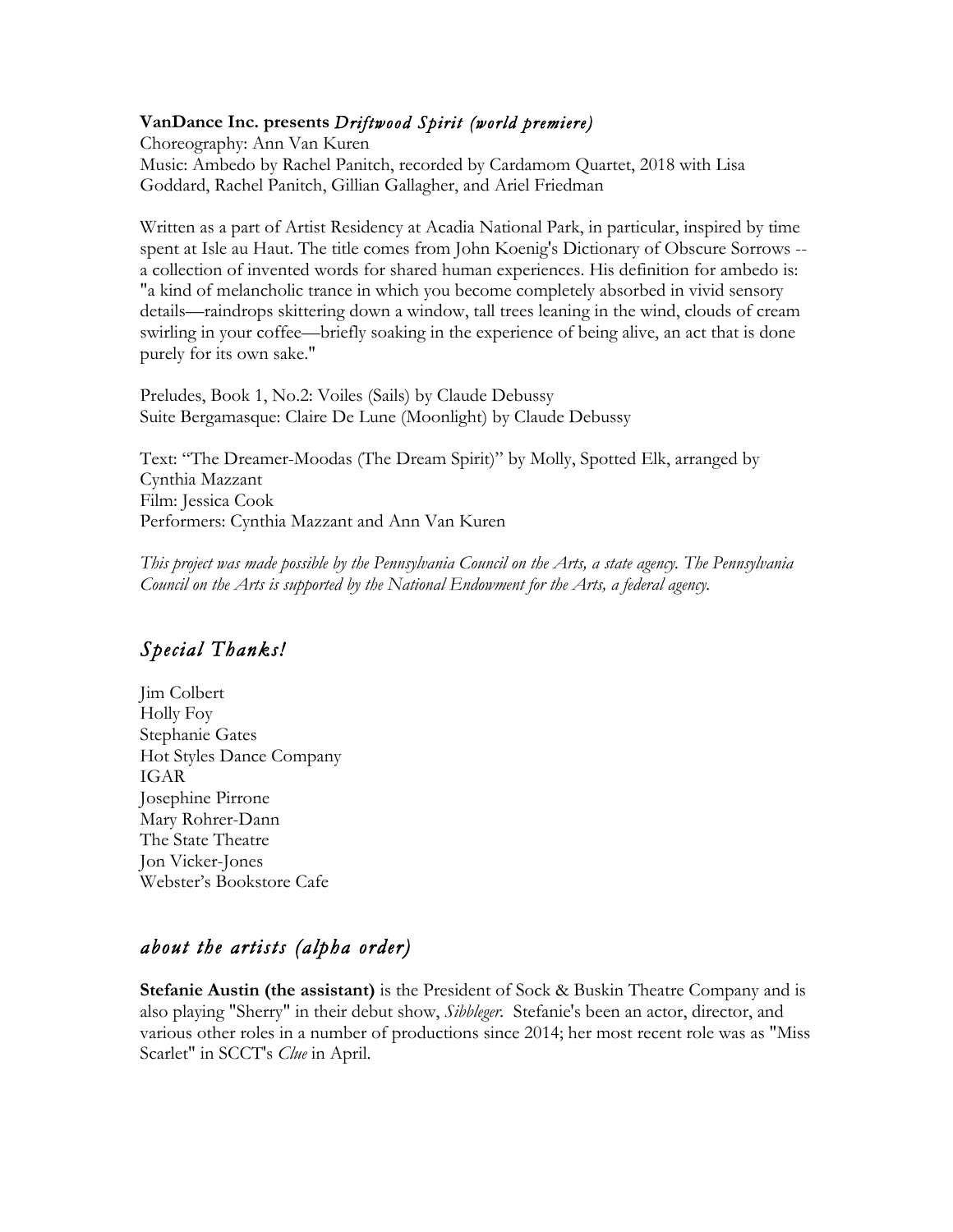**VanDance Inc. presents** ***Driftwood Spirit (world premiere)***
Choreography: Ann Van Kuren
Music: Ambedo by Rachel Panitch, recorded by Cardamom Quartet, 2018 with Lisa Goddard, Rachel Panitch, Gillian Gallagher, and Ariel Friedman

Written as a part of Artist Residency at Acadia National Park, in particular, inspired by time spent at Isle au Haut. The title comes from John Koenig's Dictionary of Obscure Sorrows -- a collection of invented words for shared human experiences. His definition for ambedo is: "a kind of melancholic trance in which you become completely absorbed in vivid sensory details—raindrops skittering down a window, tall trees leaning in the wind, clouds of cream swirling in your coffee—briefly soaking in the experience of being alive, an act that is done purely for its own sake."

Preludes, Book 1, No.2: Voiles (Sails) by Claude Debussy
Suite Bergamasque: Claire De Lune (Moonlight) by Claude Debussy

Text: "The Dreamer-Moodas (The Dream Spirit)" by Molly, Spotted Elk, arranged by Cynthia Mazzant
Film: Jessica Cook
Performers: Cynthia Mazzant and Ann Van Kuren

*This project was made possible by the Pennsylvania Council on the Arts, a state agency. The Pennsylvania Council on the Arts is supported by the National Endowment for the Arts, a federal agency.*

## *Special Thanks!*

Jim Colbert
Holly Foy
Stephanie Gates
Hot Styles Dance Company
IGAR
Josephine Pirrone
Mary Rohrer-Dann
The State Theatre
Jon Vicker-Jones
Webster's Bookstore Cafe

## *about the artists (alpha order)*

**Stefanie Austin (the assistant)** is the President of Sock & Buskin Theatre Company and is also playing "Sherry" in their debut show, *Sibbleger*. Stefanie's been an actor, director, and various other roles in a number of productions since 2014; her most recent role was as "Miss Scarlet" in SCCT's *Clue* in April.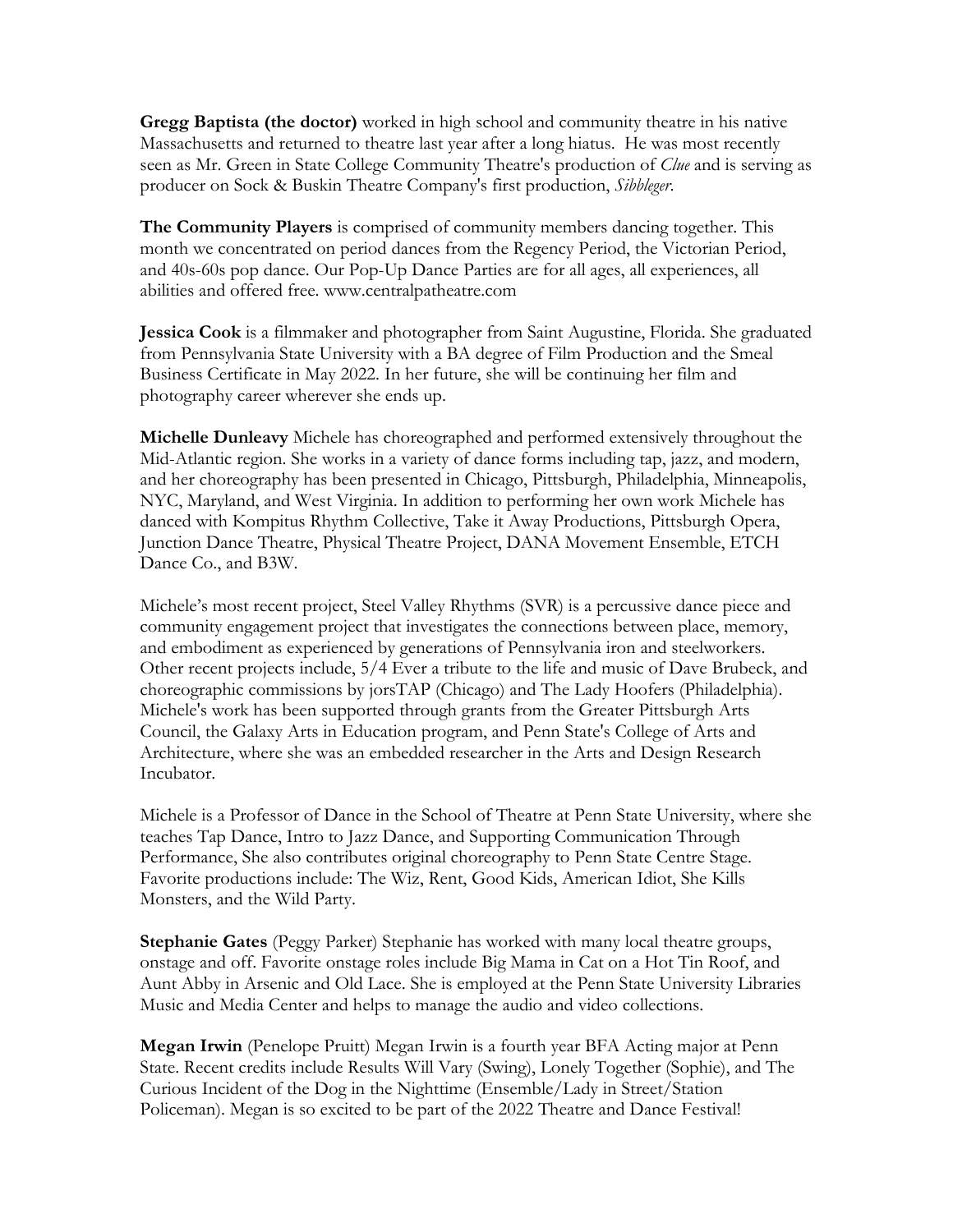**Gregg Baptista (the doctor)** worked in high school and community theatre in his native Massachusetts and returned to theatre last year after a long hiatus. He was most recently seen as Mr. Green in State College Community Theatre's production of *Clue* and is serving as producer on Sock & Buskin Theatre Company's first production, *Sibbleger*.

**The Community Players** is comprised of community members dancing together. This month we concentrated on period dances from the Regency Period, the Victorian Period, and 40s-60s pop dance. Our Pop-Up Dance Parties are for all ages, all experiences, all abilities and offered free. www.centralpatheatre.com

**Jessica Cook** is a filmmaker and photographer from Saint Augustine, Florida. She graduated from Pennsylvania State University with a BA degree of Film Production and the Smeal Business Certificate in May 2022. In her future, she will be continuing her film and photography career wherever she ends up.

**Michelle Dunleavy** Michele has choreographed and performed extensively throughout the Mid-Atlantic region. She works in a variety of dance forms including tap, jazz, and modern, and her choreography has been presented in Chicago, Pittsburgh, Philadelphia, Minneapolis, NYC, Maryland, and West Virginia. In addition to performing her own work Michele has danced with Kompitus Rhythm Collective, Take it Away Productions, Pittsburgh Opera, Junction Dance Theatre, Physical Theatre Project, DANA Movement Ensemble, ETCH Dance Co., and B3W.

Michele's most recent project, Steel Valley Rhythms (SVR) is a percussive dance piece and community engagement project that investigates the connections between place, memory, and embodiment as experienced by generations of Pennsylvania iron and steelworkers. Other recent projects include, 5/4 Ever a tribute to the life and music of Dave Brubeck, and choreographic commissions by jorsTAP (Chicago) and The Lady Hoofers (Philadelphia). Michele's work has been supported through grants from the Greater Pittsburgh Arts Council, the Galaxy Arts in Education program, and Penn State's College of Arts and Architecture, where she was an embedded researcher in the Arts and Design Research Incubator.

Michele is a Professor of Dance in the School of Theatre at Penn State University, where she teaches Tap Dance, Intro to Jazz Dance, and Supporting Communication Through Performance, She also contributes original choreography to Penn State Centre Stage. Favorite productions include: The Wiz, Rent, Good Kids, American Idiot, She Kills Monsters, and the Wild Party.

**Stephanie Gates** (Peggy Parker) Stephanie has worked with many local theatre groups, onstage and off. Favorite onstage roles include Big Mama in Cat on a Hot Tin Roof, and Aunt Abby in Arsenic and Old Lace. She is employed at the Penn State University Libraries Music and Media Center and helps to manage the audio and video collections.

**Megan Irwin** (Penelope Pruitt) Megan Irwin is a fourth year BFA Acting major at Penn State. Recent credits include Results Will Vary (Swing), Lonely Together (Sophie), and The Curious Incident of the Dog in the Nighttime (Ensemble/Lady in Street/Station Policeman). Megan is so excited to be part of the 2022 Theatre and Dance Festival!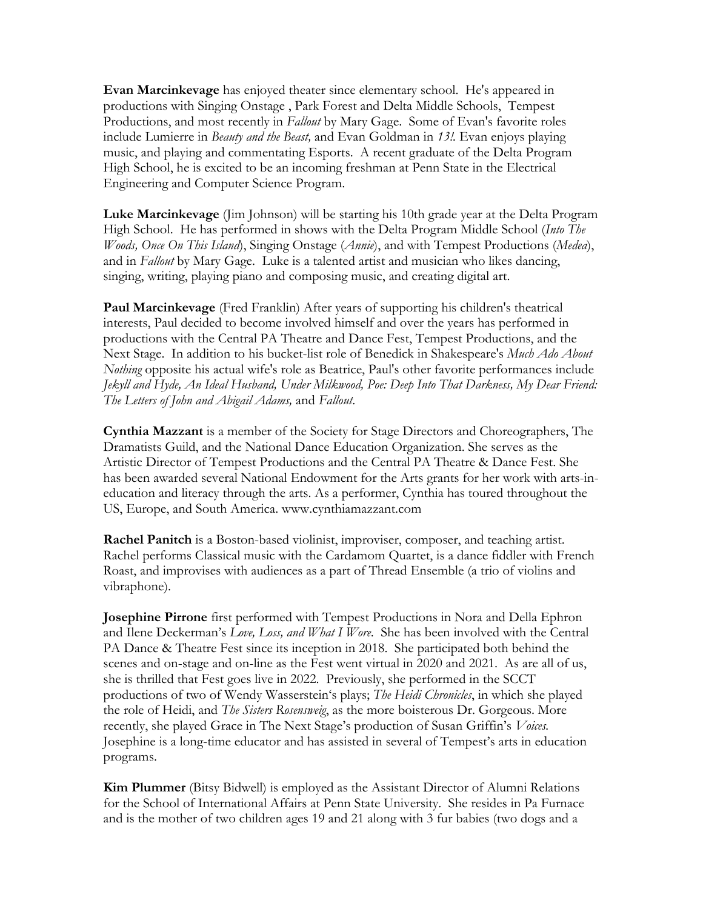**Evan Marcinkevage** has enjoyed theater since elementary school. He's appeared in productions with Singing Onstage , Park Forest and Delta Middle Schools, Tempest Productions, and most recently in *Fallout* by Mary Gage. Some of Evan's favorite roles include Lumierre in *Beauty and the Beast,* and Evan Goldman in *13!.* Evan enjoys playing music, and playing and commentating Esports. A recent graduate of the Delta Program High School, he is excited to be an incoming freshman at Penn State in the Electrical Engineering and Computer Science Program.

**Luke Marcinkevage** (Jim Johnson) will be starting his 10th grade year at the Delta Program High School. He has performed in shows with the Delta Program Middle School (*Into The Woods, Once On This Island*), Singing Onstage (*Annie*), and with Tempest Productions (*Medea*), and in *Fallout* by Mary Gage. Luke is a talented artist and musician who likes dancing, singing, writing, playing piano and composing music, and creating digital art.

**Paul Marcinkevage** (Fred Franklin) After years of supporting his children's theatrical interests, Paul decided to become involved himself and over the years has performed in productions with the Central PA Theatre and Dance Fest, Tempest Productions, and the Next Stage. In addition to his bucket-list role of Benedick in Shakespeare's *Much Ado About Nothing* opposite his actual wife's role as Beatrice, Paul's other favorite performances include *Jekyll and Hyde, An Ideal Husband, Under Milkwood, Poe: Deep Into That Darkness, My Dear Friend: The Letters of John and Abigail Adams,* and *Fallout*.

**Cynthia Mazzant** is a member of the Society for Stage Directors and Choreographers, The Dramatists Guild, and the National Dance Education Organization. She serves as the Artistic Director of Tempest Productions and the Central PA Theatre & Dance Fest. She has been awarded several National Endowment for the Arts grants for her work with arts-in-education and literacy through the arts. As a performer, Cynthia has toured throughout the US, Europe, and South America. www.cynthiamazzant.com

**Rachel Panitch** is a Boston-based violinist, improviser, composer, and teaching artist. Rachel performs Classical music with the Cardamom Quartet, is a dance fiddler with French Roast, and improvises with audiences as a part of Thread Ensemble (a trio of violins and vibraphone).

**Josephine Pirrone** first performed with Tempest Productions in Nora and Della Ephron and Ilene Deckerman's *Love, Loss, and What I Wore*. She has been involved with the Central PA Dance & Theatre Fest since its inception in 2018. She participated both behind the scenes and on-stage and on-line as the Fest went virtual in 2020 and 2021. As are all of us, she is thrilled that Fest goes live in 2022. Previously, she performed in the SCCT productions of two of Wendy Wasserstein's plays; *The Heidi Chronicles*, in which she played the role of Heidi, and *The Sisters Rosensweig*, as the more boisterous Dr. Gorgeous. More recently, she played Grace in The Next Stage's production of Susan Griffin's *Voices*. Josephine is a long-time educator and has assisted in several of Tempest's arts in education programs.

**Kim Plummer** (Bitsy Bidwell) is employed as the Assistant Director of Alumni Relations for the School of International Affairs at Penn State University. She resides in Pa Furnace and is the mother of two children ages 19 and 21 along with 3 fur babies (two dogs and a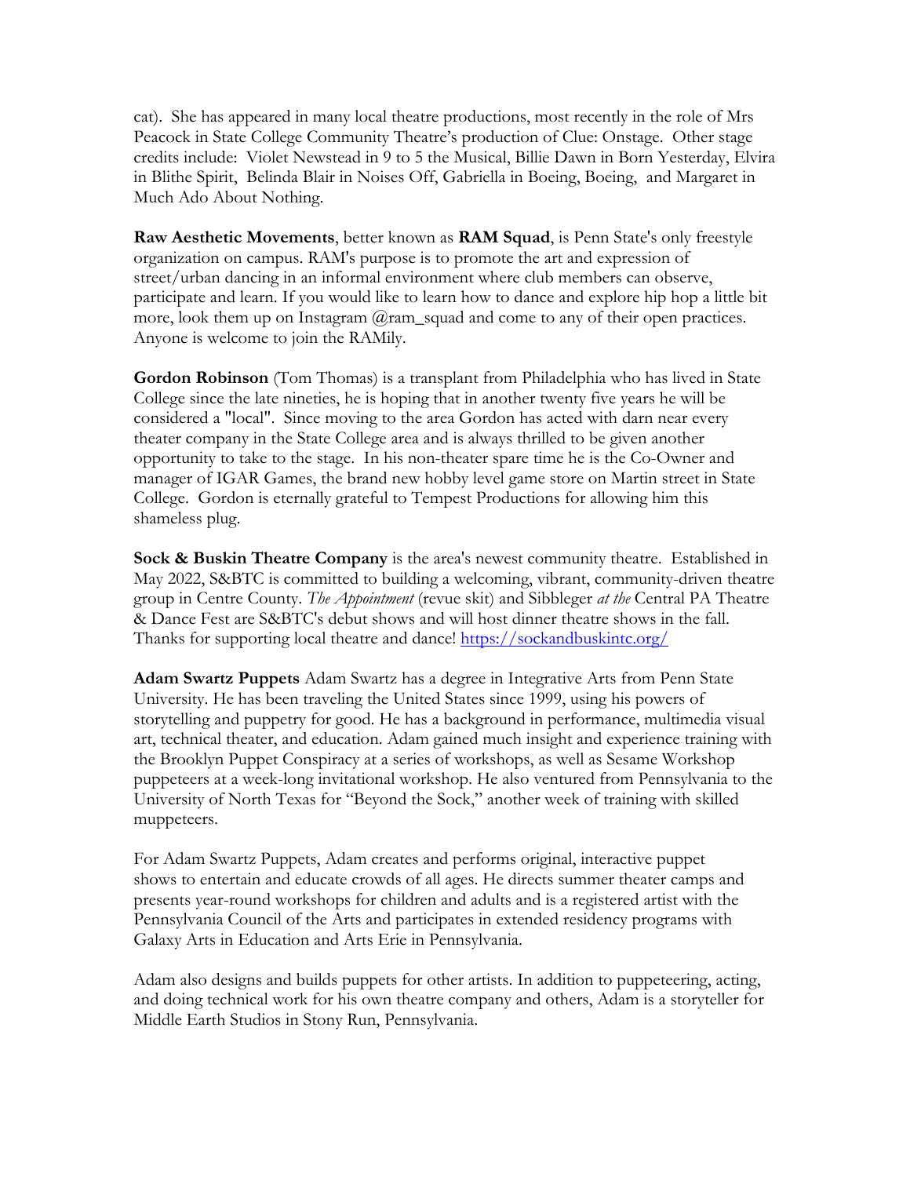cat). She has appeared in many local theatre productions, most recently in the role of Mrs Peacock in State College Community Theatre's production of Clue: Onstage. Other stage credits include: Violet Newstead in 9 to 5 the Musical, Billie Dawn in Born Yesterday, Elvira in Blithe Spirit, Belinda Blair in Noises Off, Gabriella in Boeing, Boeing, and Margaret in Much Ado About Nothing.

**Raw Aesthetic Movements**, better known as **RAM Squad**, is Penn State's only freestyle organization on campus. RAM's purpose is to promote the art and expression of street/urban dancing in an informal environment where club members can observe, participate and learn. If you would like to learn how to dance and explore hip hop a little bit more, look them up on Instagram @ram_squad and come to any of their open practices. Anyone is welcome to join the RAMily.

**Gordon Robinson** (Tom Thomas) is a transplant from Philadelphia who has lived in State College since the late nineties, he is hoping that in another twenty five years he will be considered a "local". Since moving to the area Gordon has acted with darn near every theater company in the State College area and is always thrilled to be given another opportunity to take to the stage. In his non-theater spare time he is the Co-Owner and manager of IGAR Games, the brand new hobby level game store on Martin street in State College. Gordon is eternally grateful to Tempest Productions for allowing him this shameless plug.

**Sock & Buskin Theatre Company** is the area's newest community theatre. Established in May 2022, S&BTC is committed to building a welcoming, vibrant, community-driven theatre group in Centre County. *The Appointment* (revue skit) and Sibbleger *at the* Central PA Theatre & Dance Fest are S&BTC's debut shows and will host dinner theatre shows in the fall. Thanks for supporting local theatre and dance! https://sockandbuskintc.org/

**Adam Swartz Puppets** Adam Swartz has a degree in Integrative Arts from Penn State University. He has been traveling the United States since 1999, using his powers of storytelling and puppetry for good. He has a background in performance, multimedia visual art, technical theater, and education. Adam gained much insight and experience training with the Brooklyn Puppet Conspiracy at a series of workshops, as well as Sesame Workshop puppeteers at a week-long invitational workshop. He also ventured from Pennsylvania to the University of North Texas for "Beyond the Sock," another week of training with skilled muppeteers.

For Adam Swartz Puppets, Adam creates and performs original, interactive puppet shows to entertain and educate crowds of all ages. He directs summer theater camps and presents year-round workshops for children and adults and is a registered artist with the Pennsylvania Council of the Arts and participates in extended residency programs with Galaxy Arts in Education and Arts Erie in Pennsylvania.

Adam also designs and builds puppets for other artists. In addition to puppeteering, acting, and doing technical work for his own theatre company and others, Adam is a storyteller for Middle Earth Studios in Stony Run, Pennsylvania.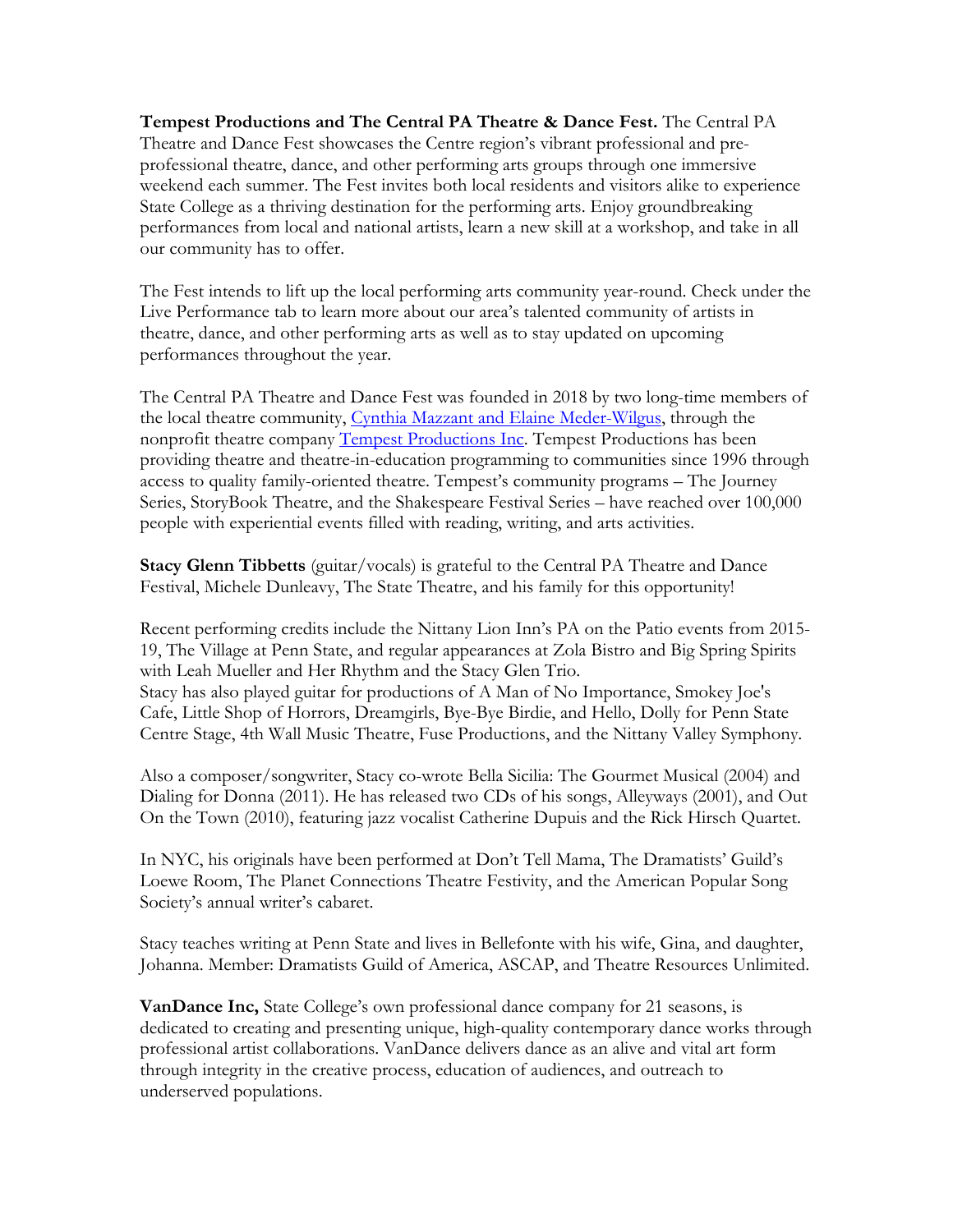**Tempest Productions and The Central PA Theatre & Dance Fest.** The Central PA Theatre and Dance Fest showcases the Centre region's vibrant professional and pre-professional theatre, dance, and other performing arts groups through one immersive weekend each summer. The Fest invites both local residents and visitors alike to experience State College as a thriving destination for the performing arts. Enjoy groundbreaking performances from local and national artists, learn a new skill at a workshop, and take in all our community has to offer.

The Fest intends to lift up the local performing arts community year-round. Check under the Live Performance tab to learn more about our area's talented community of artists in theatre, dance, and other performing arts as well as to stay updated on upcoming performances throughout the year.

The Central PA Theatre and Dance Fest was founded in 2018 by two long-time members of the local theatre community, [Cynthia Mazzant and Elaine Meder-Wilgus](), through the nonprofit theatre company [Tempest Productions Inc](). Tempest Productions has been providing theatre and theatre-in-education programming to communities since 1996 through access to quality family-oriented theatre. Tempest's community programs – The Journey Series, StoryBook Theatre, and the Shakespeare Festival Series – have reached over 100,000 people with experiential events filled with reading, writing, and arts activities.

**Stacy Glenn Tibbetts** (guitar/vocals) is grateful to the Central PA Theatre and Dance Festival, Michele Dunleavy, The State Theatre, and his family for this opportunity!

Recent performing credits include the Nittany Lion Inn's PA on the Patio events from 2015-19, The Village at Penn State, and regular appearances at Zola Bistro and Big Spring Spirits with Leah Mueller and Her Rhythm and the Stacy Glen Trio.
Stacy has also played guitar for productions of A Man of No Importance, Smokey Joe's Cafe, Little Shop of Horrors, Dreamgirls, Bye-Bye Birdie, and Hello, Dolly for Penn State Centre Stage, 4th Wall Music Theatre, Fuse Productions, and the Nittany Valley Symphony.

Also a composer/songwriter, Stacy co-wrote Bella Sicilia: The Gourmet Musical (2004) and Dialing for Donna (2011). He has released two CDs of his songs, Alleyways (2001), and Out On the Town (2010), featuring jazz vocalist Catherine Dupuis and the Rick Hirsch Quartet.

In NYC, his originals have been performed at Don't Tell Mama, The Dramatists' Guild's Loewe Room, The Planet Connections Theatre Festivity, and the American Popular Song Society's annual writer's cabaret.

Stacy teaches writing at Penn State and lives in Bellefonte with his wife, Gina, and daughter, Johanna. Member: Dramatists Guild of America, ASCAP, and Theatre Resources Unlimited.

**VanDance Inc,** State College's own professional dance company for 21 seasons, is dedicated to creating and presenting unique, high-quality contemporary dance works through professional artist collaborations. VanDance delivers dance as an alive and vital art form through integrity in the creative process, education of audiences, and outreach to underserved populations.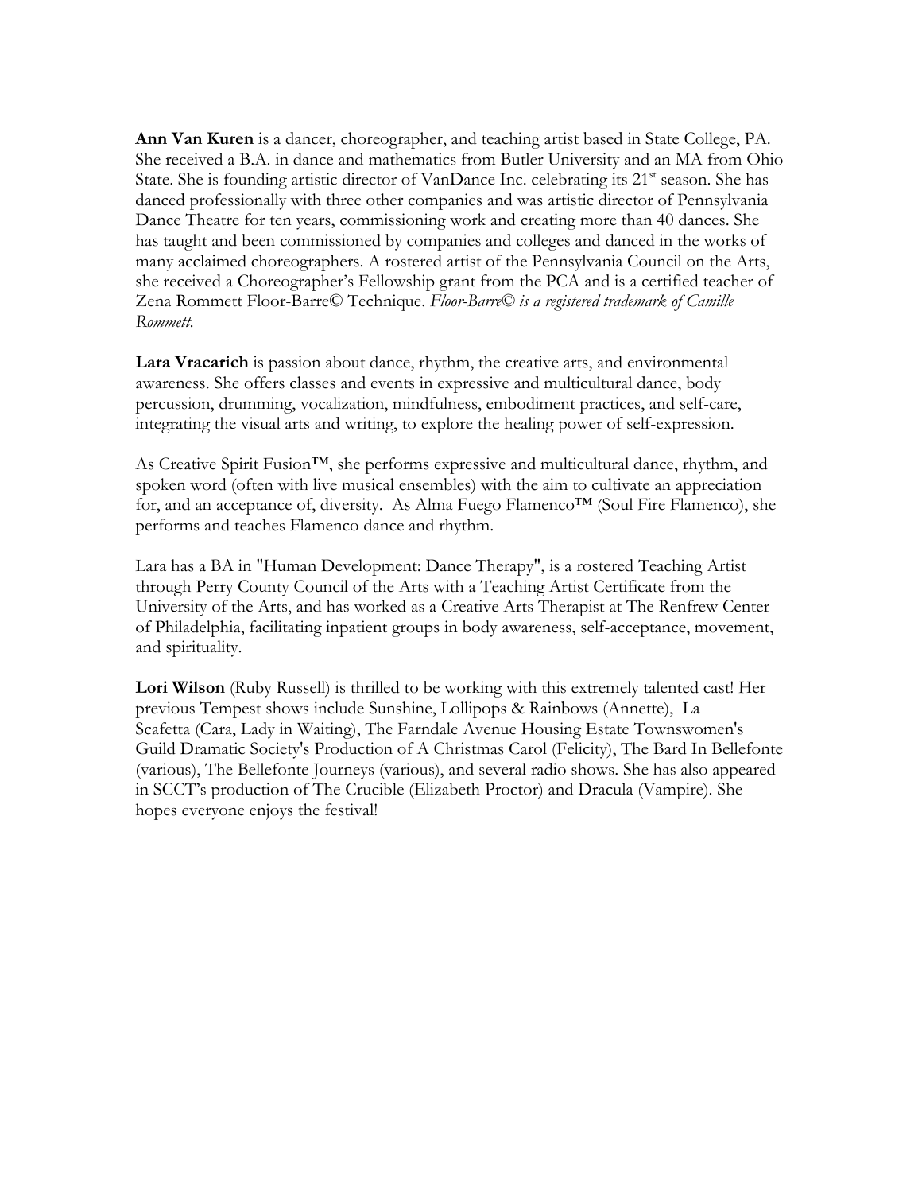**Ann Van Kuren** is a dancer, choreographer, and teaching artist based in State College, PA. She received a B.A. in dance and mathematics from Butler University and an MA from Ohio State. She is founding artistic director of VanDance Inc. celebrating its 21st season. She has danced professionally with three other companies and was artistic director of Pennsylvania Dance Theatre for ten years, commissioning work and creating more than 40 dances. She has taught and been commissioned by companies and colleges and danced in the works of many acclaimed choreographers. A rostered artist of the Pennsylvania Council on the Arts, she received a Choreographer's Fellowship grant from the PCA and is a certified teacher of Zena Rommett Floor-Barre© Technique. *Floor-Barre© is a registered trademark of Camille Rommett.*

**Lara Vracarich** is passion about dance, rhythm, the creative arts, and environmental awareness. She offers classes and events in expressive and multicultural dance, body percussion, drumming, vocalization, mindfulness, embodiment practices, and self-care, integrating the visual arts and writing, to explore the healing power of self-expression.

As Creative Spirit Fusion™, she performs expressive and multicultural dance, rhythm, and spoken word (often with live musical ensembles) with the aim to cultivate an appreciation for, and an acceptance of, diversity. As Alma Fuego Flamenco™ (Soul Fire Flamenco), she performs and teaches Flamenco dance and rhythm.

Lara has a BA in "Human Development: Dance Therapy", is a rostered Teaching Artist through Perry County Council of the Arts with a Teaching Artist Certificate from the University of the Arts, and has worked as a Creative Arts Therapist at The Renfrew Center of Philadelphia, facilitating inpatient groups in body awareness, self-acceptance, movement, and spirituality.

**Lori Wilson** (Ruby Russell) is thrilled to be working with this extremely talented cast! Her previous Tempest shows include Sunshine, Lollipops & Rainbows (Annette), La Scafetta (Cara, Lady in Waiting), The Farndale Avenue Housing Estate Townswomen's Guild Dramatic Society's Production of A Christmas Carol (Felicity), The Bard In Bellefonte (various), The Bellefonte Journeys (various), and several radio shows. She has also appeared in SCCT's production of The Crucible (Elizabeth Proctor) and Dracula (Vampire). She hopes everyone enjoys the festival!